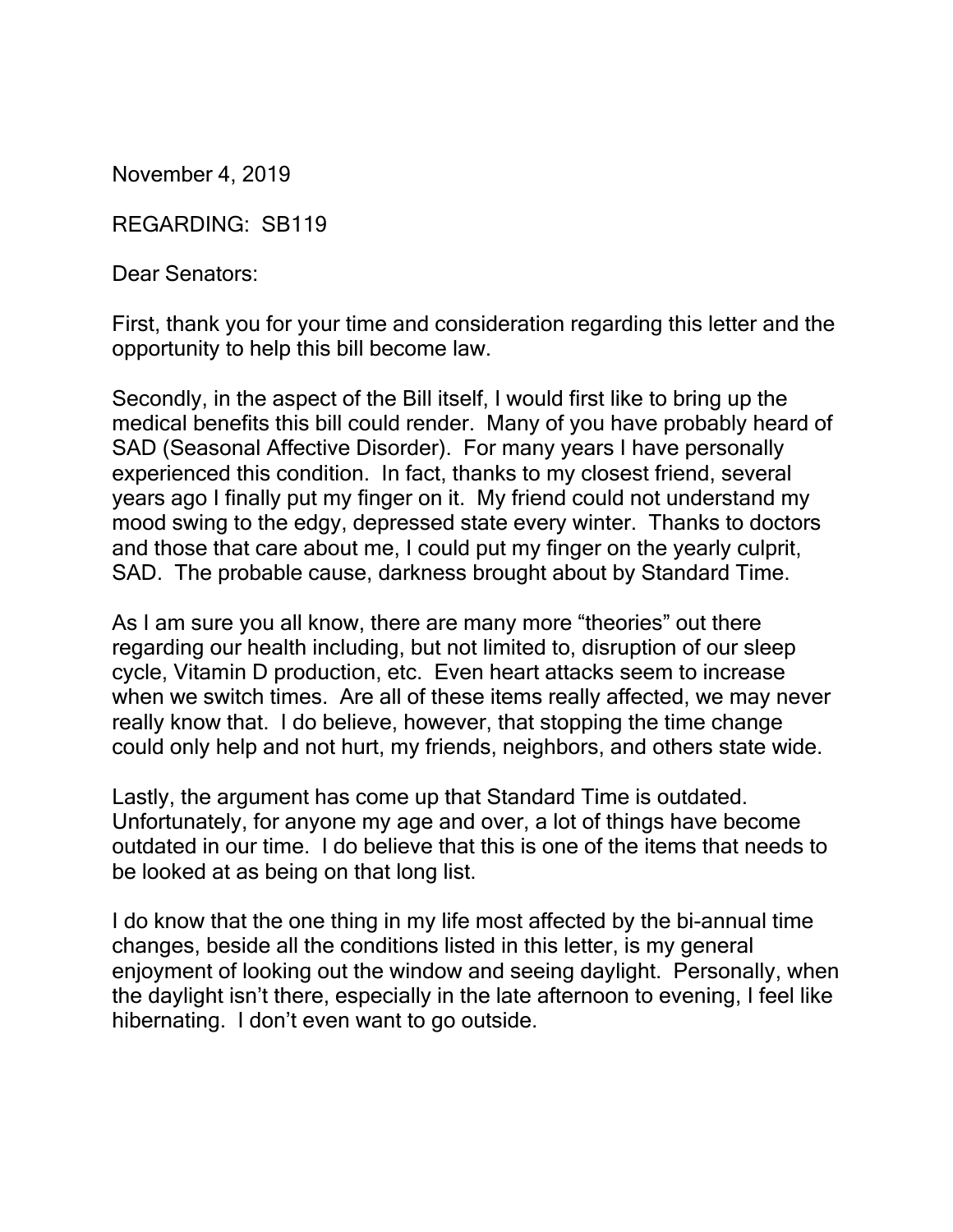November 4, 2019

REGARDING: SB119

Dear Senators:

First, thank you for your time and consideration regarding this letter and the opportunity to help this bill become law.

Secondly, in the aspect of the Bill itself, I would first like to bring up the medical benefits this bill could render. Many of you have probably heard of SAD (Seasonal Affective Disorder). For many years I have personally experienced this condition. In fact, thanks to my closest friend, several years ago I finally put my finger on it. My friend could not understand my mood swing to the edgy, depressed state every winter. Thanks to doctors and those that care about me, I could put my finger on the yearly culprit, SAD. The probable cause, darkness brought about by Standard Time.

As I am sure you all know, there are many more "theories" out there regarding our health including, but not limited to, disruption of our sleep cycle, Vitamin D production, etc. Even heart attacks seem to increase when we switch times. Are all of these items really affected, we may never really know that. I do believe, however, that stopping the time change could only help and not hurt, my friends, neighbors, and others state wide.

Lastly, the argument has come up that Standard Time is outdated. Unfortunately, for anyone my age and over, a lot of things have become outdated in our time. I do believe that this is one of the items that needs to be looked at as being on that long list.

I do know that the one thing in my life most affected by the bi-annual time changes, beside all the conditions listed in this letter, is my general enjoyment of looking out the window and seeing daylight. Personally, when the daylight isn't there, especially in the late afternoon to evening, I feel like hibernating. I don't even want to go outside.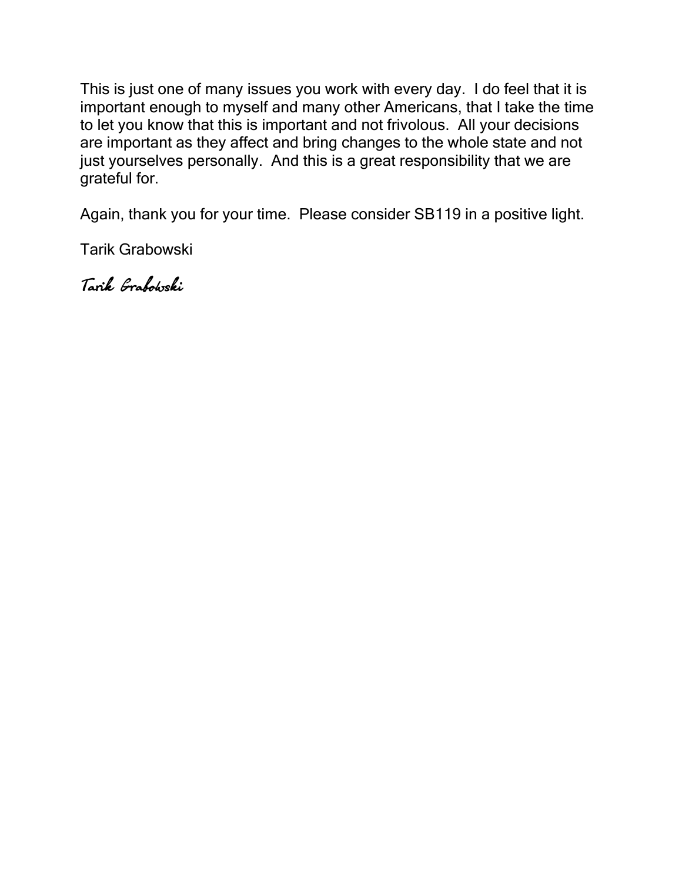This is just one of many issues you work with every day. I do feel that it is important enough to myself and many other Americans, that I take the time to let you know that this is important and not frivolous. All your decisions are important as they affect and bring changes to the whole state and not just yourselves personally. And this is a great responsibility that we are grateful for.

Again, thank you for your time. Please consider SB119 in a positive light.

Tarik Grabowski

*Tarik Grabowski*